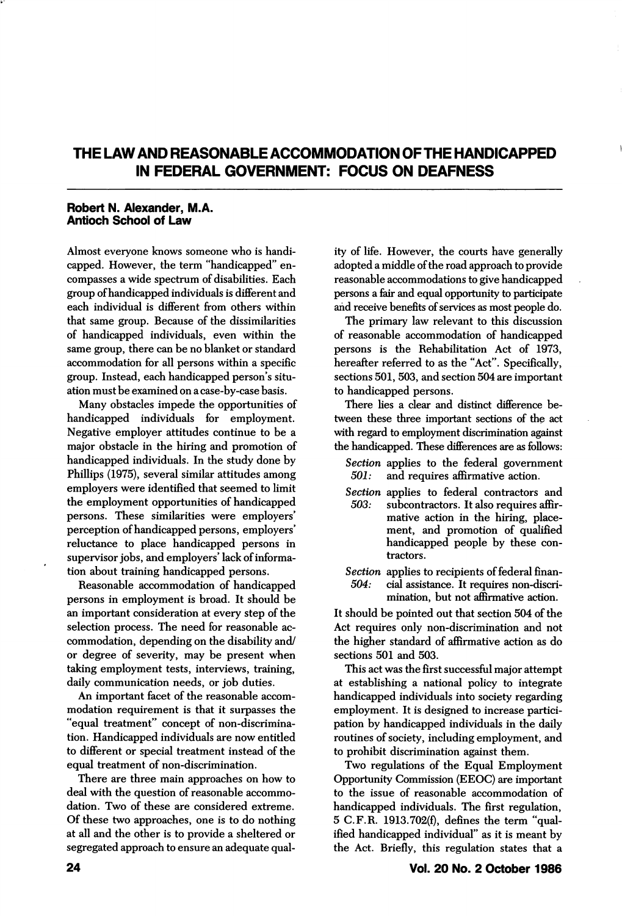# THE LAW AND REASONABLE ACCOMMODATION OF THE HANDICAPPED IN FEDERAL GOVERNMENT: FOCUS ON DEAFNESS

**Robert N. Alexander, M.A.**
**Antioch School of Law**

Almost everyone knows someone who is handicapped. However, the term "handicapped" encompasses a wide spectrum of disabilities. Each group of handicapped individuals is different and each individual is different from others within that same group. Because of the dissimilarities of handicapped individuals, even within the same group, there can be no blanket or standard accommodation for all persons within a specific group. Instead, each handicapped person's situation must be examined on a case-by-case basis.

Many obstacles impede the opportunities of handicapped individuals for employment. Negative employer attitudes continue to be a major obstacle in the hiring and promotion of handicapped individuals. In the study done by Phillips (1975), several similar attitudes among employers were identified that seemed to limit the employment opportunities of handicapped persons. These similarities were employers' perception of handicapped persons, employers' reluctance to place handicapped persons in supervisor jobs, and employers' lack of information about training handicapped persons.

Reasonable accommodation of handicapped persons in employment is broad. It should be an important consideration at every step of the selection process. The need for reasonable accommodation, depending on the disability and/or degree of severity, may be present when taking employment tests, interviews, training, daily communication needs, or job duties.

An important facet of the reasonable accommodation requirement is that it surpasses the "equal treatment" concept of non-discrimination. Handicapped individuals are now entitled to different or special treatment instead of the equal treatment of non-discrimination.

There are three main approaches on how to deal with the question of reasonable accommodation. Two of these are considered extreme. Of these two approaches, one is to do nothing at all and the other is to provide a sheltered or segregated approach to ensure an adequate quality of life. However, the courts have generally adopted a middle of the road approach to provide reasonable accommodations to give handicapped persons a fair and equal opportunity to participate and receive benefits of services as most people do.

The primary law relevant to this discussion of reasonable accommodation of handicapped persons is the Rehabilitation Act of 1973, hereafter referred to as the "Act". Specifically, sections 501, 503, and section 504 are important to handicapped persons.

There lies a clear and distinct difference between these three important sections of the act with regard to employment discrimination against the handicapped. These differences are as follows:

- *Section 501:* applies to the federal government and requires affirmative action.
- *Section 503:* applies to federal contractors and subcontractors. It also requires affirmative action in the hiring, placement, and promotion of qualified handicapped people by these contractors.
- *Section 504:* applies to recipients of federal financial assistance. It requires non-discrimination, but not affirmative action.

It should be pointed out that section 504 of the Act requires only non-discrimination and not the higher standard of affirmative action as do sections 501 and 503.

This act was the first successful major attempt at establishing a national policy to integrate handicapped individuals into society regarding employment. It is designed to increase participation by handicapped individuals in the daily routines of society, including employment, and to prohibit discrimination against them.

Two regulations of the Equal Employment Opportunity Commission (EEOC) are important to the issue of reasonable accommodation of handicapped individuals. The first regulation, 5 C.F.R. 1913.702(f), defines the term "qualified handicapped individual" as it is meant by the Act. Briefly, this regulation states that a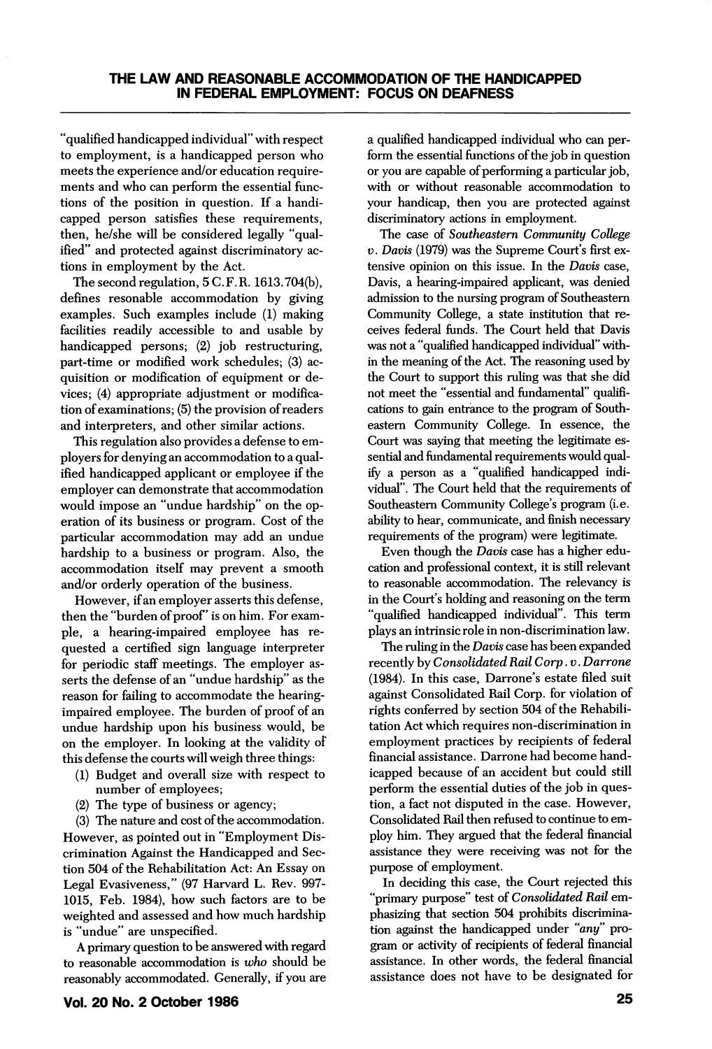"qualified handicapped individual" with respect to employment, is a handicapped person who meets the experience and/or education requirements and who can perform the essential functions of the position in question. If a handicapped person satisfies these requirements, then, he/she will be considered legally "qualified" and protected against discriminatory actions in employment by the Act.

The second regulation, 5 C.F.R. 1613.704(b), defines resonable accommodation by giving examples. Such examples include (1) making facilities readily accessible to and usable by handicapped persons; (2) job restructuring, part-time or modified work schedules; (3) acquisition or modification of equipment or devices; (4) appropriate adjustment or modification of examinations; (5) the provision of readers and interpreters, and other similar actions.

This regulation also provides a defense to employers for denying an accommodation to a qualified handicapped applicant or employee if the employer can demonstrate that accommodation would impose an "undue hardship" on the operation of its business or program. Cost of the particular accommodation may add an undue hardship to a business or program. Also, the accommodation itself may prevent a smooth and/or orderly operation of the business.

However, if an employer asserts this defense, then the "burden of proof" is on him. For example, a hearing-impaired employee has requested a certified sign language interpreter for periodic staff meetings. The employer asserts the defense of an "undue hardship" as the reason for failing to accommodate the hearing-impaired employee. The burden of proof of an undue hardship upon his business would, be on the employer. In looking at the validity of this defense the courts will weigh three things:

(1) Budget and overall size with respect to number of employees;
(2) The type of business or agency;
(3) The nature and cost of the accommodation.

However, as pointed out in "Employment Discrimination Against the Handicapped and Section 504 of the Rehabilitation Act: An Essay on Legal Evasiveness," (97 Harvard L. Rev. 997-1015, Feb. 1984), how such factors are to be weighted and assessed and how much hardship is "undue" are unspecified.

A primary question to be answered with regard to reasonable accommodation is *who* should be reasonably accommodated. Generally, if you are a qualified handicapped individual who can perform the essential functions of the job in question or you are capable of performing a particular job, with or without reasonable accommodation to your handicap, then you are protected against discriminatory actions in employment.

The case of *Southeastern Community College v. Davis* (1979) was the Supreme Court's first extensive opinion on this issue. In the *Davis* case, Davis, a hearing-impaired applicant, was denied admission to the nursing program of Southeastern Community College, a state institution that receives federal funds. The Court held that Davis was not a "qualified handicapped individual" within the meaning of the Act. The reasoning used by the Court to support this ruling was that she did not meet the "essential and fundamental" qualifications to gain entrance to the program of Southeastern Community College. In essence, the Court was saying that meeting the legitimate essential and fundamental requirements would qualify a person as a "qualified handicapped individual". The Court held that the requirements of Southeastern Community College's program (i.e. ability to hear, communicate, and finish necessary requirements of the program) were legitimate.

Even though the *Davis* case has a higher education and professional context, it is still relevant to reasonable accommodation. The relevancy is in the Court's holding and reasoning on the term "qualified handicapped individual". This term plays an intrinsic role in non-discrimination law.

The ruling in the *Davis* case has been expanded recently by *Consolidated Rail Corp. v. Darrone* (1984). In this case, Darrone's estate filed suit against Consolidated Rail Corp. for violation of rights conferred by section 504 of the Rehabilitation Act which requires non-discrimination in employment practices by recipients of federal financial assistance. Darrone had become handicapped because of an accident but could still perform the essential duties of the job in question, a fact not disputed in the case. However, Consolidated Rail then refused to continue to employ him. They argued that the federal financial assistance they were receiving was not for the purpose of employment.

In deciding this case, the Court rejected this "primary purpose" test of *Consolidated Rail* emphasizing that section 504 prohibits discrimination against the handicapped under *"any"* program or activity of recipients of federal financial assistance. In other words, the federal financial assistance does not have to be designated for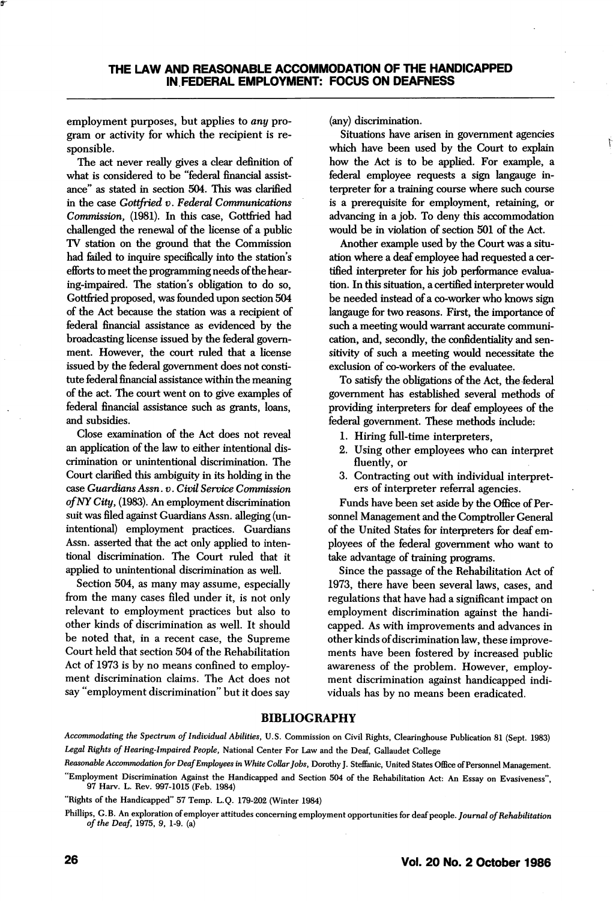employment purposes, but applies to *any* program or activity for which the recipient is responsible.

The act never really gives a clear definition of what is considered to be "federal financial assistance" as stated in section 504. This was clarified in the case *Gottfried v. Federal Communications Commission*, (1981). In this case, Gottfried had challenged the renewal of the license of a public TV station on the ground that the Commission had failed to inquire specifically into the station's efforts to meet the programming needs of the hearing-impaired. The station's obligation to do so, Gottfried proposed, was founded upon section 504 of the Act because the station was a recipient of federal financial assistance as evidenced by the broadcasting license issued by the federal government. However, the court ruled that a license issued by the federal government does not constitute federal financial assistance within the meaning of the act. The court went on to give examples of federal financial assistance such as grants, loans, and subsidies.

Close examination of the Act does not reveal an application of the law to either intentional discrimination or unintentional discrimination. The Court clarified this ambiguity in its holding in the case *Guardians Assn. v. Civil Service Commission of NY City*, (1983). An employment discrimination suit was filed against Guardians Assn. alleging (unintentional) employment practices. Guardians Assn. asserted that the act only applied to intentional discrimination. The Court ruled that it applied to unintentional discrimination as well.

Section 504, as many may assume, especially from the many cases filed under it, is not only relevant to employment practices but also to other kinds of discrimination as well. It should be noted that, in a recent case, the Supreme Court held that section 504 of the Rehabilitation Act of 1973 is by no means confined to employment discrimination claims. The Act does not say "employment discrimination" but it does say (any) discrimination.

Situations have arisen in government agencies which have been used by the Court to explain how the Act is to be applied. For example, a federal employee requests a sign langauge interpreter for a training course where such course is a prerequisite for employment, retaining, or advancing in a job. To deny this accommodation would be in violation of section 501 of the Act.

Another example used by the Court was a situation where a deaf employee had requested a certified interpreter for his job performance evaluation. In this situation, a certified interpreter would be needed instead of a co-worker who knows sign langauge for two reasons. First, the importance of such a meeting would warrant accurate communication, and, secondly, the confidentiality and sensitivity of such a meeting would necessitate the exclusion of co-workers of the evaluatee.

To satisfy the obligations of the Act, the federal government has established several methods of providing interpreters for deaf employees of the federal government. These methods include:

1. Hiring full-time interpreters,
2. Using other employees who can interpret fluently, or
3. Contracting out with individual interpreters of interpreter referral agencies.

Funds have been set aside by the Office of Personnel Management and the Comptroller General of the United States for interpreters for deaf employees of the federal government who want to take advantage of training programs.

Since the passage of the Rehabilitation Act of 1973, there have been several laws, cases, and regulations that have had a significant impact on employment discrimination against the handicapped. As with improvements and advances in other kinds of discrimination law, these improvements have been fostered by increased public awareness of the problem. However, employment discrimination against handicapped individuals has by no means been eradicated.

## BIBLIOGRAPHY

*Accommodating the Spectrum of Individual Abilities*, U.S. Commission on Civil Rights, Clearinghouse Publication 81 (Sept. 1983)

*Legal Rights of Hearing-Impaired People*, National Center For Law and the Deaf, Gallaudet College

*Reasonable Accommodation for Deaf Employees in White Collar Jobs*, Dorothy J. Steffanic, United States Office of Personnel Management.

"Employment Discrimination Against the Handicapped and Section 504 of the Rehabilitation Act: An Essay on Evasiveness", 97 Harv. L. Rev. 997-1015 (Feb. 1984)

"Rights of the Handicapped" 57 Temp. L.Q. 179-202 (Winter 1984)

Phillips, G.B. An exploration of employer attitudes concerning employment opportunities for deaf people. *Journal of Rehabilitation of the Deaf*, 1975, 9, 1-9. (a)